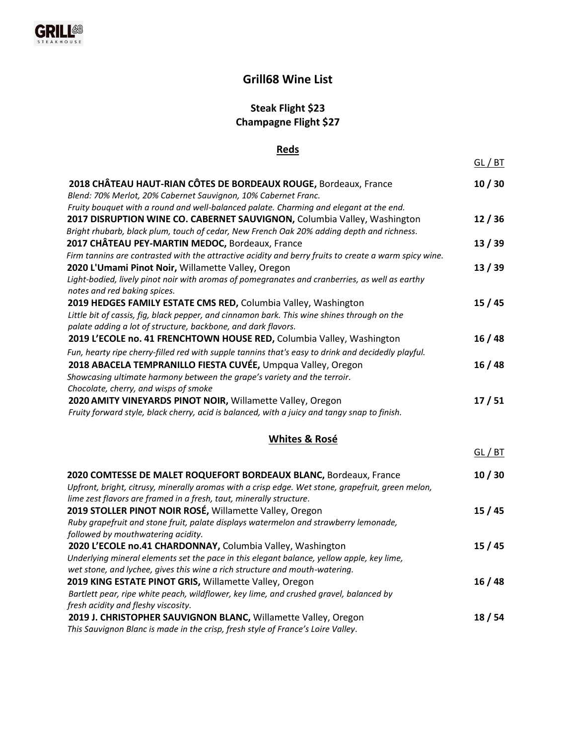# Grill68 Wine List

**Steak Flight $23**
**Champagne Flight $27**

## Reds

GL / BT

**2018 CHÂTEAU HAUT-RIAN CÔTES DE BORDEAUX ROUGE,** Bordeaux, France — **10 / 30**
*Blend: 70% Merlot, 20% Cabernet Sauvignon, 10% Cabernet Franc.*
*Fruity bouquet with a round and well-balanced palate. Charming and elegant at the end.*

**2017 DISRUPTION WINE CO. CABERNET SAUVIGNON,** Columbia Valley, Washington — **12 / 36**
*Bright rhubarb, black plum, touch of cedar, New French Oak 20% adding depth and richness.*

**2017 CHÂTEAU PEY-MARTIN MEDOC,** Bordeaux, France — **13 / 39**
*Firm tannins are contrasted with the attractive acidity and berry fruits to create a warm spicy wine.*

**2020 L'Umami Pinot Noir,** Willamette Valley, Oregon — **13 / 39**
*Light-bodied, lively pinot noir with aromas of pomegranates and cranberries, as well as earthy notes and red baking spices.*

**2019 HEDGES FAMILY ESTATE CMS RED,** Columbia Valley, Washington — **15 / 45**
*Little bit of cassis, fig, black pepper, and cinnamon bark. This wine shines through on the palate adding a lot of structure, backbone, and dark flavors.*

**2019 L'ECOLE no. 41 FRENCHTOWN HOUSE RED,** Columbia Valley, Washington — **16 / 48**
*Fun, hearty ripe cherry-filled red with supple tannins that's easy to drink and decidedly playful.*

**2018 ABACELA TEMPRANILLO FIESTA CUVÉE,** Umpqua Valley, Oregon — **16 / 48**
*Showcasing ultimate harmony between the grape's variety and the terroir.*
*Chocolate, cherry, and wisps of smoke*

**2020 AMITY VINEYARDS PINOT NOIR,** Willamette Valley, Oregon — **17 / 51**
*Fruity forward style, black cherry, acid is balanced, with a juicy and tangy snap to finish.*

## Whites & Rosé

GL / BT

**2020 COMTESSE DE MALET ROQUEFORT BORDEAUX BLANC,** Bordeaux, France — **10 / 30**
*Upfront, bright, citrusy, minerally aromas with a crisp edge. Wet stone, grapefruit, green melon, lime zest flavors are framed in a fresh, taut, minerally structure.*

**2019 STOLLER PINOT NOIR ROSÉ,** Willamette Valley, Oregon — **15 / 45**
*Ruby grapefruit and stone fruit, palate displays watermelon and strawberry lemonade, followed by mouthwatering acidity.*

**2020 L'ECOLE no.41 CHARDONNAY,** Columbia Valley, Washington — **15 / 45**
*Underlying mineral elements set the pace in this elegant balance, yellow apple, key lime, wet stone, and lychee, gives this wine a rich structure and mouth-watering.*

**2019 KING ESTATE PINOT GRIS,** Willamette Valley, Oregon — **16 / 48**
*Bartlett pear, ripe white peach, wildflower, key lime, and crushed gravel, balanced by fresh acidity and fleshy viscosity.*

**2019 J. CHRISTOPHER SAUVIGNON BLANC,** Willamette Valley, Oregon — **18 / 54**
*This Sauvignon Blanc is made in the crisp, fresh style of France's Loire Valley.*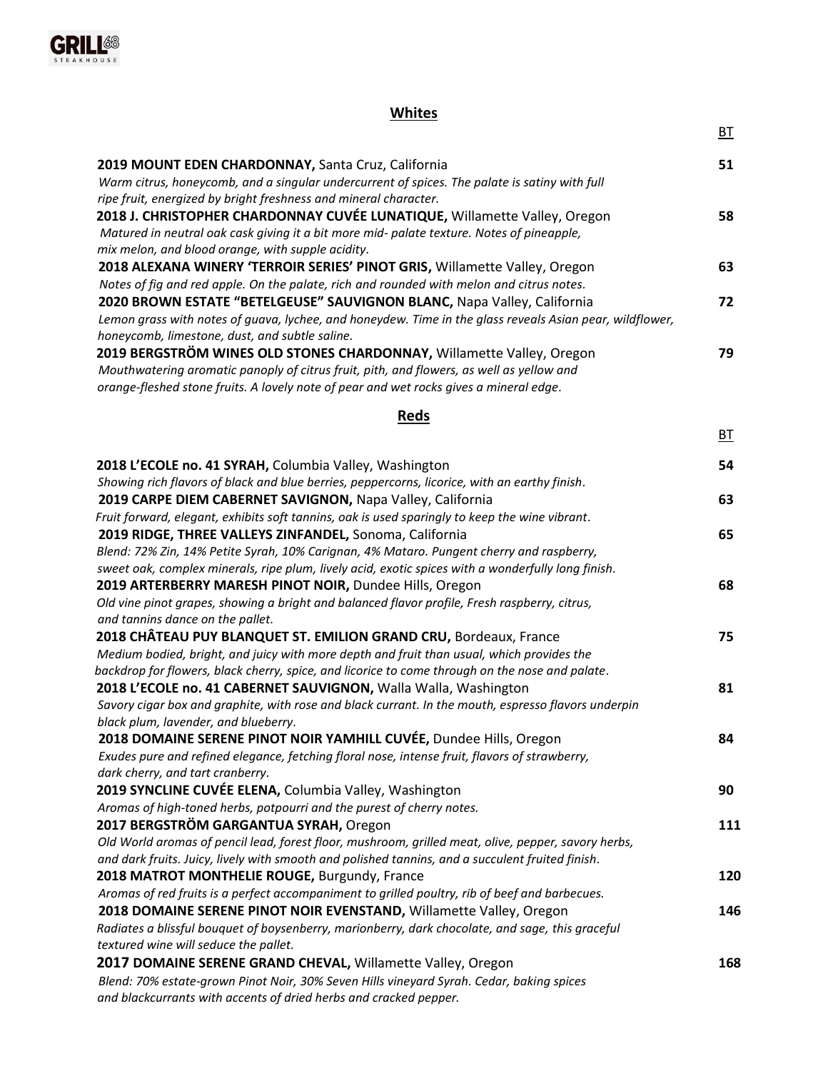## Whites

BT

**2019 MOUNT EDEN CHARDONNAY,** Santa Cruz, California **51**
*Warm citrus, honeycomb, and a singular undercurrent of spices. The palate is satiny with full ripe fruit, energized by bright freshness and mineral character.*

**2018 J. CHRISTOPHER CHARDONNAY CUVÉE LUNATIQUE,** Willamette Valley, Oregon **58**
*Matured in neutral oak cask giving it a bit more mid- palate texture. Notes of pineapple, mix melon, and blood orange, with supple acidity.*

**2018 ALEXANA WINERY 'TERROIR SERIES' PINOT GRIS,** Willamette Valley, Oregon **63**
*Notes of fig and red apple. On the palate, rich and rounded with melon and citrus notes.*

**2020 BROWN ESTATE "BETELGEUSE" SAUVIGNON BLANC,** Napa Valley, California **72**
*Lemon grass with notes of guava, lychee, and honeydew. Time in the glass reveals Asian pear, wildflower, honeycomb, limestone, dust, and subtle saline.*

**2019 BERGSTRÖM WINES OLD STONES CHARDONNAY,** Willamette Valley, Oregon **79**
*Mouthwatering aromatic panoply of citrus fruit, pith, and flowers, as well as yellow and orange-fleshed stone fruits. A lovely note of pear and wet rocks gives a mineral edge.*

## Reds

BT

**2018 L'ECOLE no. 41 SYRAH,** Columbia Valley, Washington **54**
*Showing rich flavors of black and blue berries, peppercorns, licorice, with an earthy finish.*

**2019 CARPE DIEM CABERNET SAVIGNON,** Napa Valley, California **63**
*Fruit forward, elegant, exhibits soft tannins, oak is used sparingly to keep the wine vibrant.*

**2019 RIDGE, THREE VALLEYS ZINFANDEL,** Sonoma, California **65**
*Blend: 72% Zin, 14% Petite Syrah, 10% Carignan, 4% Mataro. Pungent cherry and raspberry, sweet oak, complex minerals, ripe plum, lively acid, exotic spices with a wonderfully long finish.*

**2019 ARTERBERRY MARESH PINOT NOIR,** Dundee Hills, Oregon **68**
*Old vine pinot grapes, showing a bright and balanced flavor profile, Fresh raspberry, citrus, and tannins dance on the pallet.*

**2018 CHÂTEAU PUY BLANQUET ST. EMILION GRAND CRU,** Bordeaux, France **75**
*Medium bodied, bright, and juicy with more depth and fruit than usual, which provides the backdrop for flowers, black cherry, spice, and licorice to come through on the nose and palate.*

**2018 L'ECOLE no. 41 CABERNET SAUVIGNON,** Walla Walla, Washington **81**
*Savory cigar box and graphite, with rose and black currant. In the mouth, espresso flavors underpin black plum, lavender, and blueberry.*

**2018 DOMAINE SERENE PINOT NOIR YAMHILL CUVÉE,** Dundee Hills, Oregon **84**
*Exudes pure and refined elegance, fetching floral nose, intense fruit, flavors of strawberry, dark cherry, and tart cranberry.*

**2019 SYNCLINE CUVÉE ELENA,** Columbia Valley, Washington **90**
*Aromas of high-toned herbs, potpourri and the purest of cherry notes.*

**2017 BERGSTRÖM GARGANTUA SYRAH,** Oregon **111**
*Old World aromas of pencil lead, forest floor, mushroom, grilled meat, olive, pepper, savory herbs, and dark fruits. Juicy, lively with smooth and polished tannins, and a succulent fruited finish.*

**2018 MATROT MONTHELIE ROUGE,** Burgundy, France **120**
*Aromas of red fruits is a perfect accompaniment to grilled poultry, rib of beef and barbecues.*

**2018 DOMAINE SERENE PINOT NOIR EVENSTAND,** Willamette Valley, Oregon **146**
*Radiates a blissful bouquet of boysenberry, marionberry, dark chocolate, and sage, this graceful textured wine will seduce the pallet.*

**2017 DOMAINE SERENE GRAND CHEVAL,** Willamette Valley, Oregon **168**
*Blend: 70% estate-grown Pinot Noir, 30% Seven Hills vineyard Syrah. Cedar, baking spices and blackcurrants with accents of dried herbs and cracked pepper.*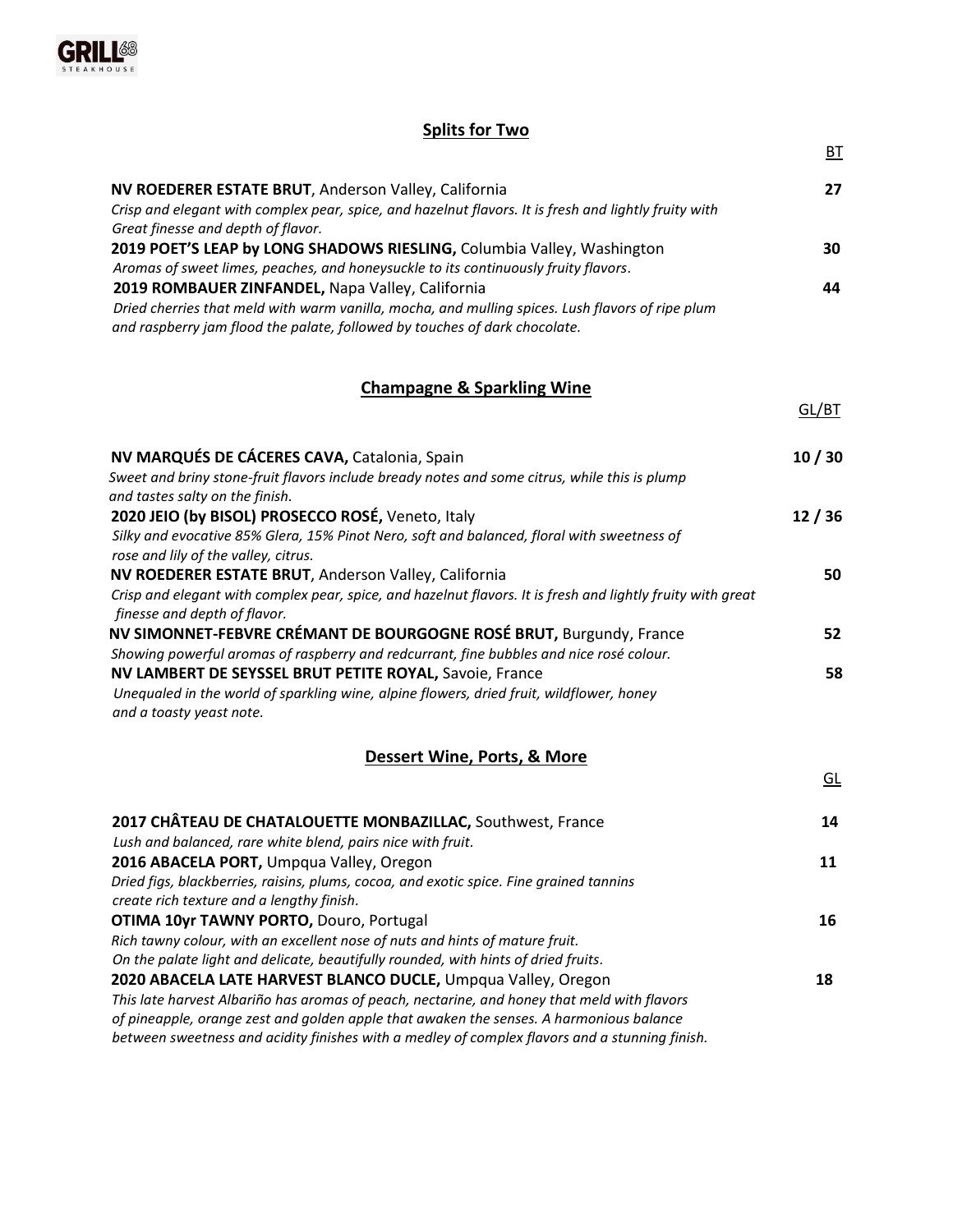GRILL68 STEAKHOUSE

## Splits for Two

BT

**NV ROEDERER ESTATE BRUT**, Anderson Valley, California — **27**
*Crisp and elegant with complex pear, spice, and hazelnut flavors. It is fresh and lightly fruity with Great finesse and depth of flavor.*

**2019 POET'S LEAP by LONG SHADOWS RIESLING,** Columbia Valley, Washington — **30**
*Aromas of sweet limes, peaches, and honeysuckle to its continuously fruity flavors.*

**2019 ROMBAUER ZINFANDEL,** Napa Valley, California — **44**
*Dried cherries that meld with warm vanilla, mocha, and mulling spices. Lush flavors of ripe plum and raspberry jam flood the palate, followed by touches of dark chocolate.*

## Champagne & Sparkling Wine

GL/BT

**NV MARQUÉS DE CÁCERES CAVA,** Catalonia, Spain — **10 / 30**
*Sweet and briny stone-fruit flavors include bready notes and some citrus, while this is plump and tastes salty on the finish.*

**2020 JEIO (by BISOL) PROSECCO ROSÉ,** Veneto, Italy — **12 / 36**
*Silky and evocative 85% Glera, 15% Pinot Nero, soft and balanced, floral with sweetness of rose and lily of the valley, citrus.*

**NV ROEDERER ESTATE BRUT**, Anderson Valley, California — **50**
*Crisp and elegant with complex pear, spice, and hazelnut flavors. It is fresh and lightly fruity with great finesse and depth of flavor.*

**NV SIMONNET-FEBVRE CRÉMANT DE BOURGOGNE ROSÉ BRUT,** Burgundy, France — **52**
*Showing powerful aromas of raspberry and redcurrant, fine bubbles and nice rosé colour.*

**NV LAMBERT DE SEYSSEL BRUT PETITE ROYAL,** Savoie, France — **58**
*Unequaled in the world of sparkling wine, alpine flowers, dried fruit, wildflower, honey and a toasty yeast note.*

## Dessert Wine, Ports, & More

GL

**2017 CHÂTEAU DE CHATALOUETTE MONBAZILLAC,** Southwest, France — **14**
*Lush and balanced, rare white blend, pairs nice with fruit.*

**2016 ABACELA PORT,** Umpqua Valley, Oregon — **11**
*Dried figs, blackberries, raisins, plums, cocoa, and exotic spice. Fine grained tannins create rich texture and a lengthy finish.*

**OTIMA 10yr TAWNY PORTO,** Douro, Portugal — **16**
*Rich tawny colour, with an excellent nose of nuts and hints of mature fruit. On the palate light and delicate, beautifully rounded, with hints of dried fruits.*

**2020 ABACELA LATE HARVEST BLANCO DUCLE,** Umpqua Valley, Oregon — **18**
*This late harvest Albariño has aromas of peach, nectarine, and honey that meld with flavors of pineapple, orange zest and golden apple that awaken the senses. A harmonious balance between sweetness and acidity finishes with a medley of complex flavors and a stunning finish.*